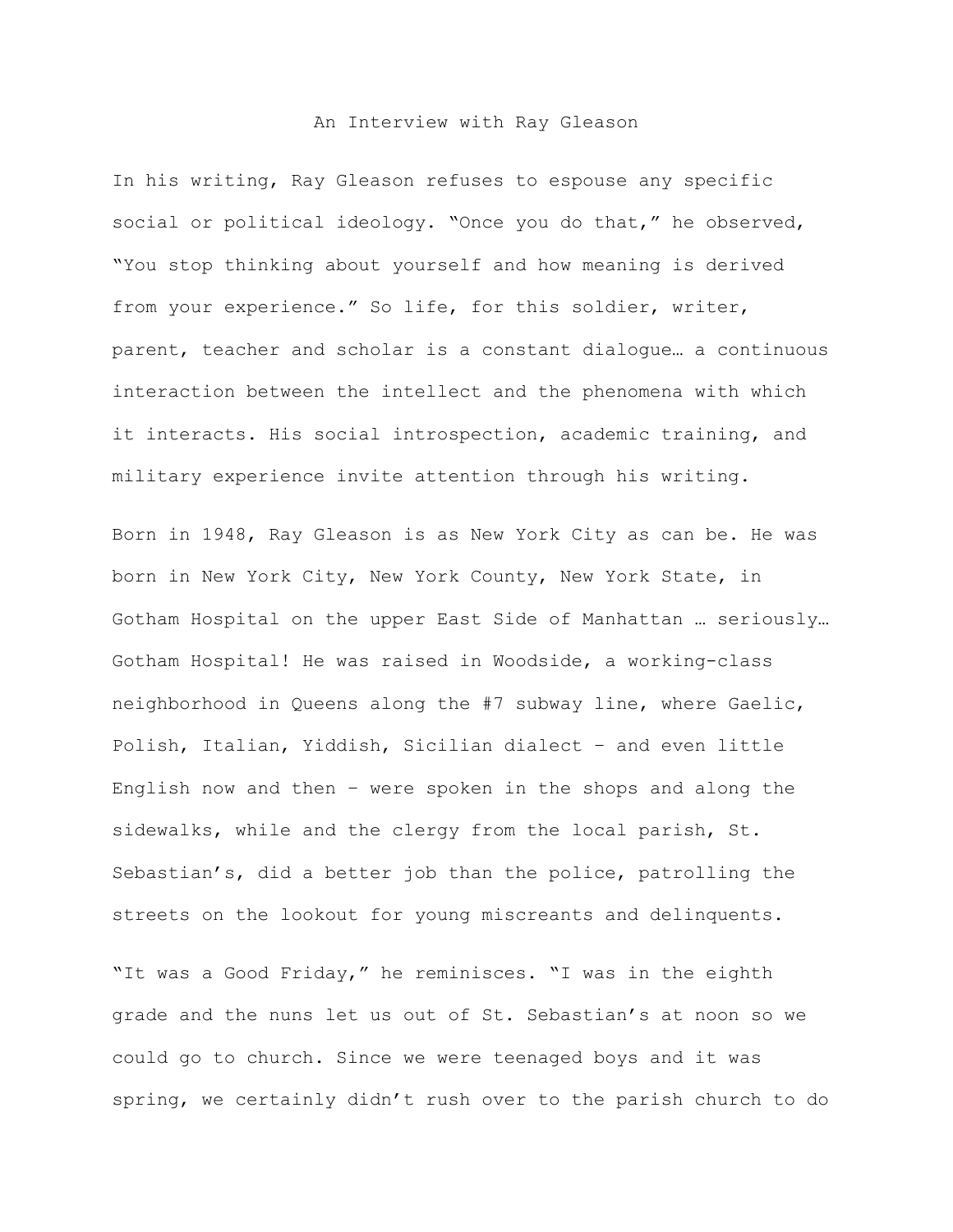# An Interview with Ray Gleason

In his writing, Ray Gleason refuses to espouse any specific social or political ideology. "Once you do that," he observed, "You stop thinking about yourself and how meaning is derived from your experience." So life, for this soldier, writer, parent, teacher and scholar is a constant dialogue… a continuous interaction between the intellect and the phenomena with which it interacts. His social introspection, academic training, and military experience invite attention through his writing.

Born in 1948, Ray Gleason is as New York City as can be. He was born in New York City, New York County, New York State, in Gotham Hospital on the upper East Side of Manhattan … seriously… Gotham Hospital! He was raised in Woodside, a working-class neighborhood in Queens along the #7 subway line, where Gaelic, Polish, Italian, Yiddish, Sicilian dialect – and even little English now and then – were spoken in the shops and along the sidewalks, while and the clergy from the local parish, St. Sebastian's, did a better job than the police, patrolling the streets on the lookout for young miscreants and delinquents.

"It was a Good Friday," he reminisces. "I was in the eighth grade and the nuns let us out of St. Sebastian's at noon so we could go to church. Since we were teenaged boys and it was spring, we certainly didn't rush over to the parish church to do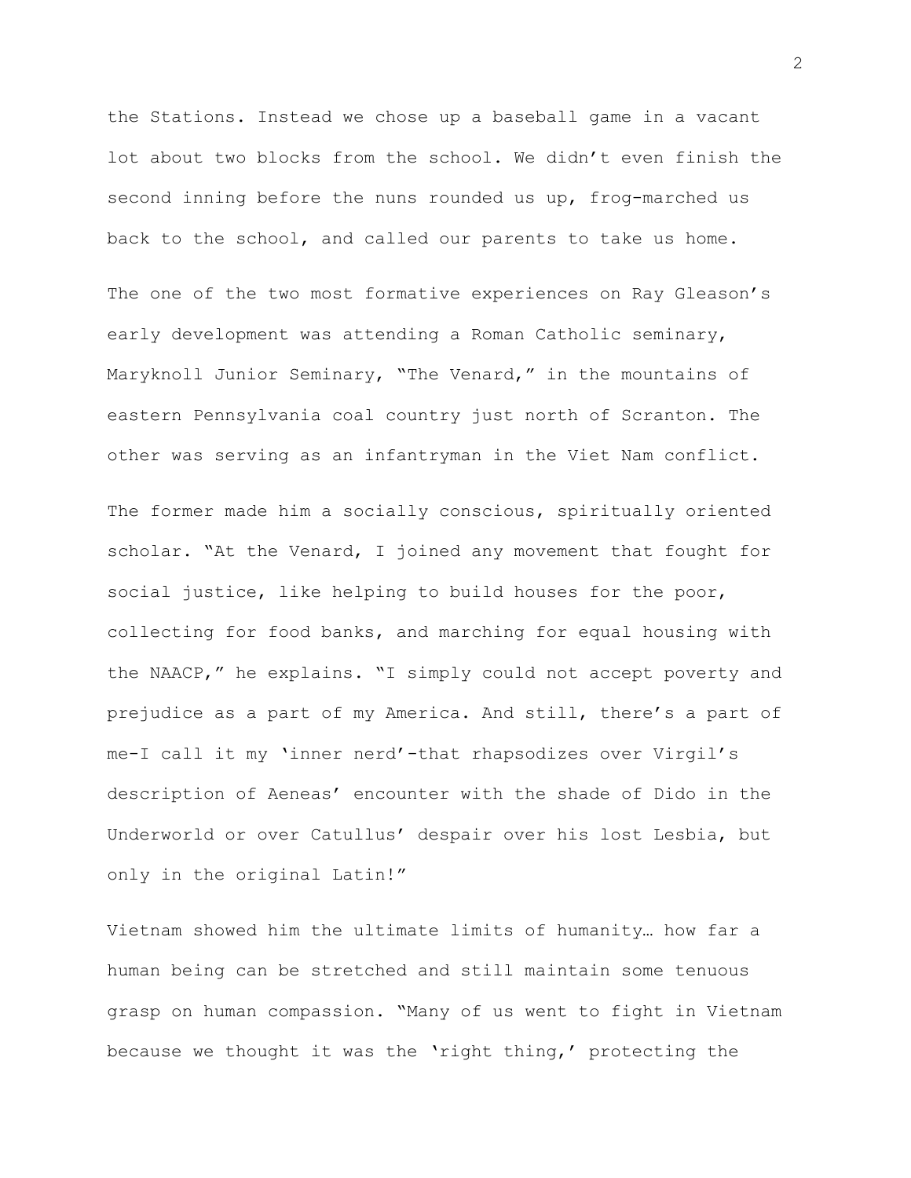the Stations. Instead we chose up a baseball game in a vacant lot about two blocks from the school. We didn't even finish the second inning before the nuns rounded us up, frog-marched us back to the school, and called our parents to take us home.

The one of the two most formative experiences on Ray Gleason's early development was attending a Roman Catholic seminary, Maryknoll Junior Seminary, "The Venard," in the mountains of eastern Pennsylvania coal country just north of Scranton. The other was serving as an infantryman in the Viet Nam conflict.

The former made him a socially conscious, spiritually oriented scholar. "At the Venard, I joined any movement that fought for social justice, like helping to build houses for the poor, collecting for food banks, and marching for equal housing with the NAACP," he explains. "I simply could not accept poverty and prejudice as a part of my America. And still, there's a part of me-I call it my 'inner nerd'-that rhapsodizes over Virgil's description of Aeneas' encounter with the shade of Dido in the Underworld or over Catullus' despair over his lost Lesbia, but only in the original Latin!"

Vietnam showed him the ultimate limits of humanity… how far a human being can be stretched and still maintain some tenuous grasp on human compassion. "Many of us went to fight in Vietnam because we thought it was the 'right thing,' protecting the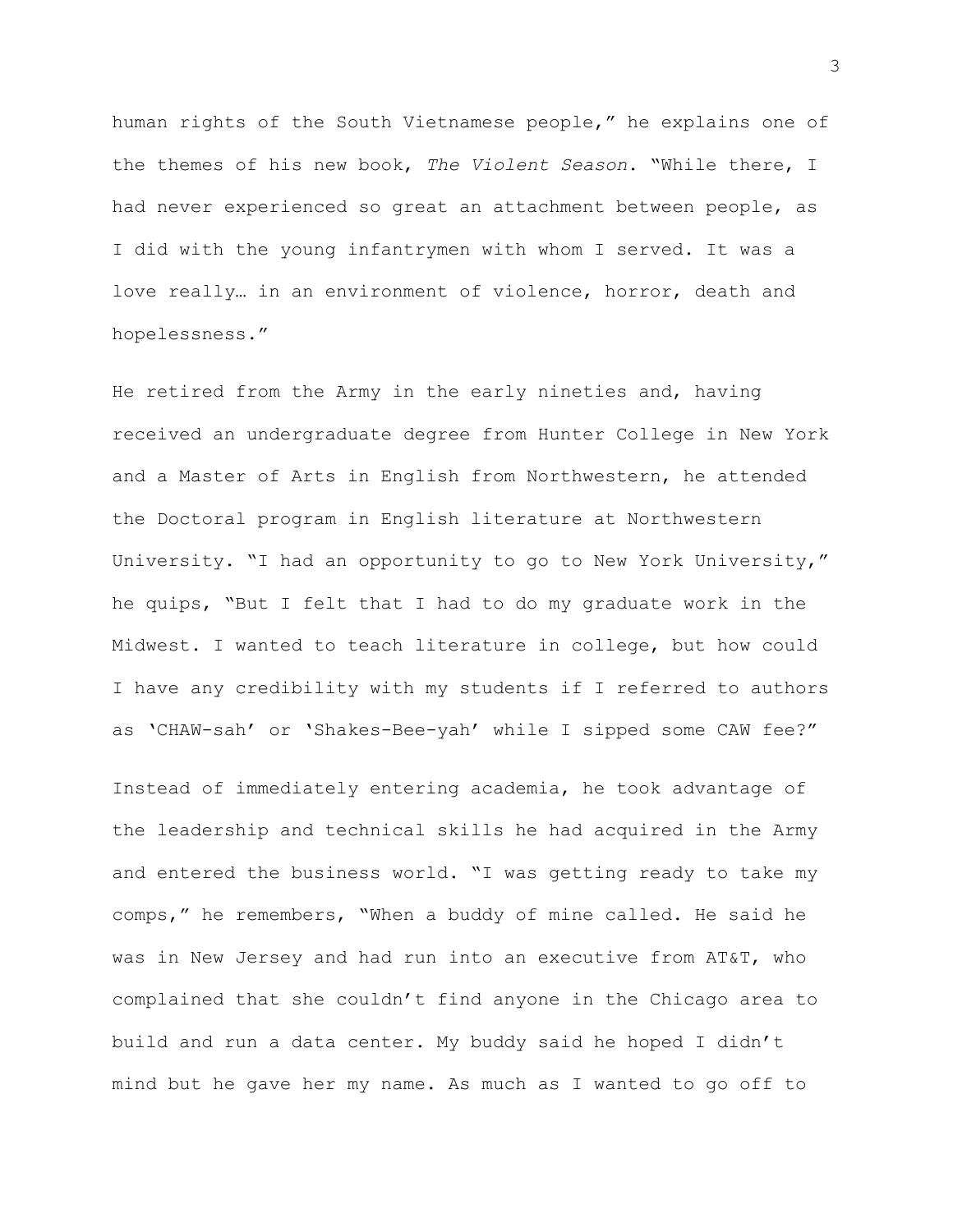human rights of the South Vietnamese people," he explains one of the themes of his new book, *The Violent Season*. "While there, I had never experienced so great an attachment between people, as I did with the young infantrymen with whom I served. It was a love really… in an environment of violence, horror, death and hopelessness."

He retired from the Army in the early nineties and, having received an undergraduate degree from Hunter College in New York and a Master of Arts in English from Northwestern, he attended the Doctoral program in English literature at Northwestern University. "I had an opportunity to go to New York University," he quips, "But I felt that I had to do my graduate work in the Midwest. I wanted to teach literature in college, but how could I have any credibility with my students if I referred to authors as 'CHAW-sah' or 'Shakes-Bee-yah' while I sipped some CAW fee?"

Instead of immediately entering academia, he took advantage of the leadership and technical skills he had acquired in the Army and entered the business world. "I was getting ready to take my comps," he remembers, "When a buddy of mine called. He said he was in New Jersey and had run into an executive from AT&T, who complained that she couldn't find anyone in the Chicago area to build and run a data center. My buddy said he hoped I didn't mind but he gave her my name. As much as I wanted to go off to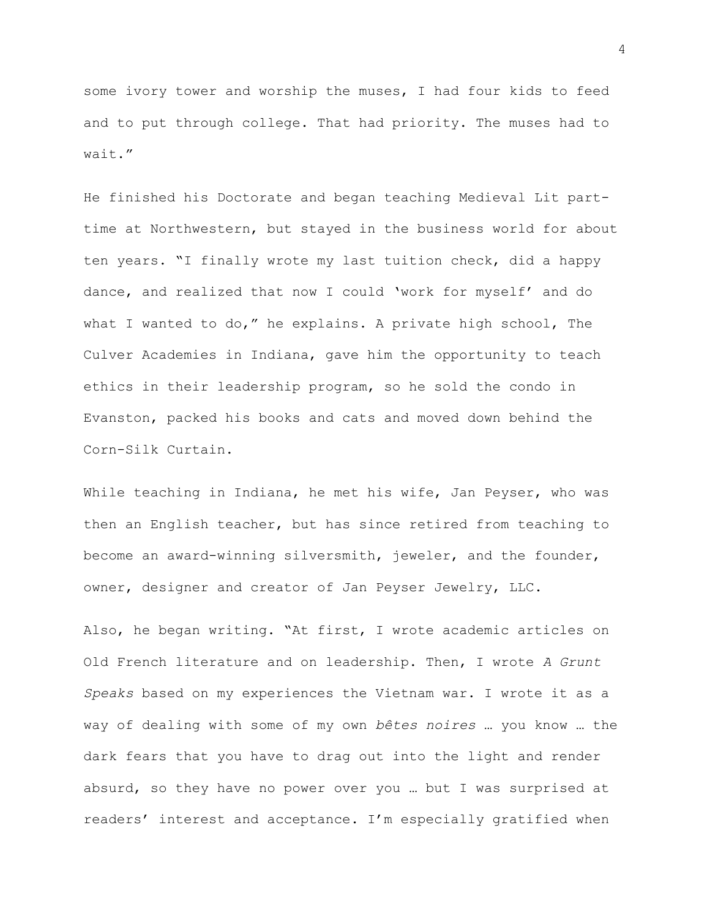some ivory tower and worship the muses, I had four kids to feed and to put through college. That had priority. The muses had to wait."

He finished his Doctorate and began teaching Medieval Lit part-time at Northwestern, but stayed in the business world for about ten years. "I finally wrote my last tuition check, did a happy dance, and realized that now I could 'work for myself' and do what I wanted to do," he explains. A private high school, The Culver Academies in Indiana, gave him the opportunity to teach ethics in their leadership program, so he sold the condo in Evanston, packed his books and cats and moved down behind the Corn-Silk Curtain.

While teaching in Indiana, he met his wife, Jan Peyser, who was then an English teacher, but has since retired from teaching to become an award-winning silversmith, jeweler, and the founder, owner, designer and creator of Jan Peyser Jewelry, LLC.

Also, he began writing. "At first, I wrote academic articles on Old French literature and on leadership. Then, I wrote *A Grunt Speaks* based on my experiences the Vietnam war. I wrote it as a way of dealing with some of my own *bêtes noires* … you know … the dark fears that you have to drag out into the light and render absurd, so they have no power over you … but I was surprised at readers' interest and acceptance. I'm especially gratified when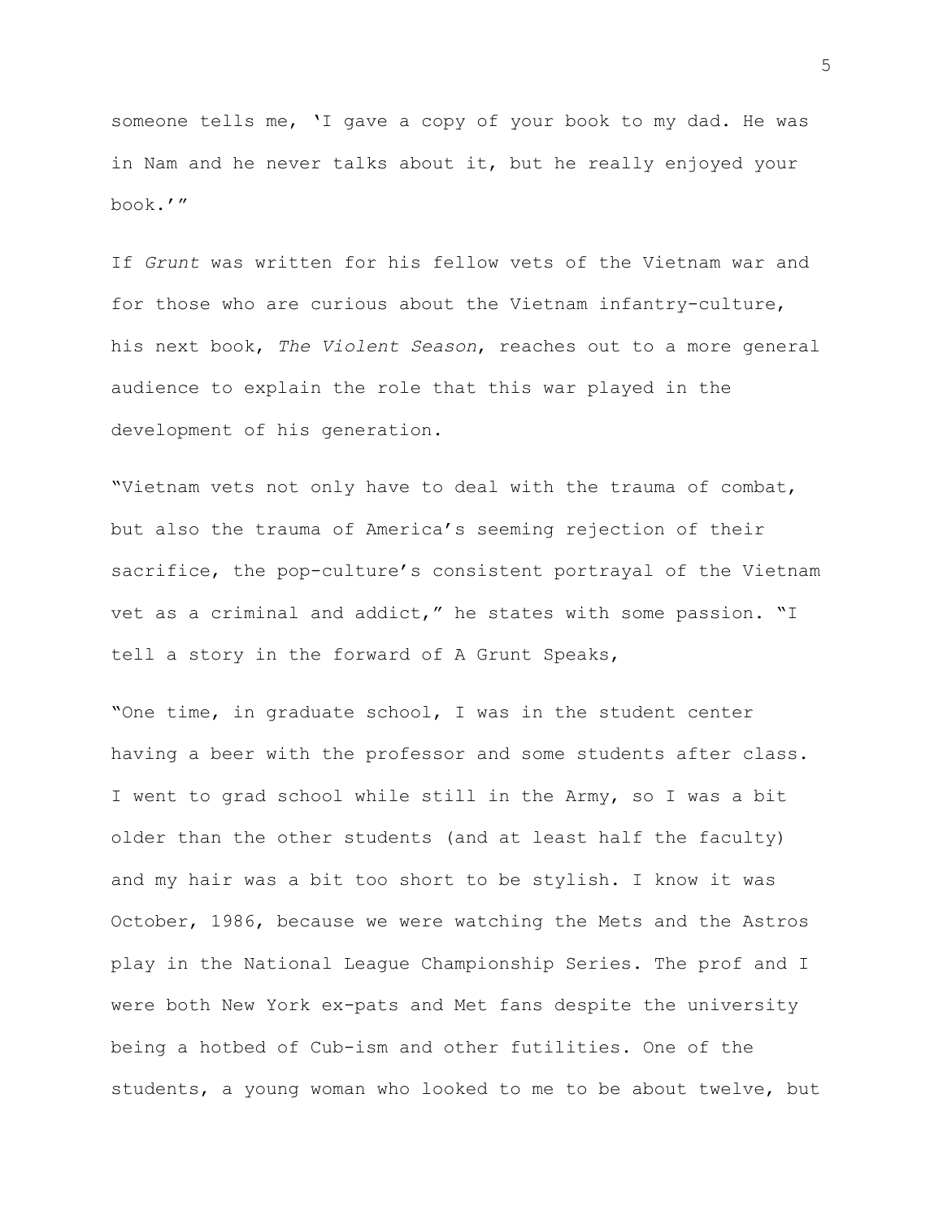someone tells me, 'I gave a copy of your book to my dad. He was in Nam and he never talks about it, but he really enjoyed your book.'"

If *Grunt* was written for his fellow vets of the Vietnam war and for those who are curious about the Vietnam infantry-culture, his next book, *The Violent Season*, reaches out to a more general audience to explain the role that this war played in the development of his generation.

"Vietnam vets not only have to deal with the trauma of combat, but also the trauma of America's seeming rejection of their sacrifice, the pop-culture's consistent portrayal of the Vietnam vet as a criminal and addict," he states with some passion. "I tell a story in the forward of A Grunt Speaks,

"One time, in graduate school, I was in the student center having a beer with the professor and some students after class. I went to grad school while still in the Army, so I was a bit older than the other students (and at least half the faculty) and my hair was a bit too short to be stylish. I know it was October, 1986, because we were watching the Mets and the Astros play in the National League Championship Series. The prof and I were both New York ex-pats and Met fans despite the university being a hotbed of Cub-ism and other futilities. One of the students, a young woman who looked to me to be about twelve, but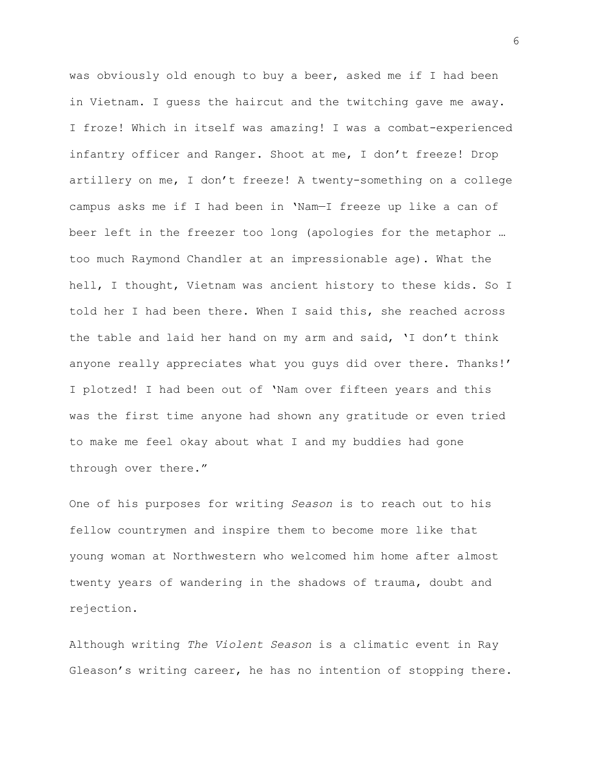was obviously old enough to buy a beer, asked me if I had been in Vietnam. I guess the haircut and the twitching gave me away. I froze! Which in itself was amazing! I was a combat-experienced infantry officer and Ranger. Shoot at me, I don't freeze! Drop artillery on me, I don't freeze! A twenty-something on a college campus asks me if I had been in 'Nam—I freeze up like a can of beer left in the freezer too long (apologies for the metaphor … too much Raymond Chandler at an impressionable age). What the hell, I thought, Vietnam was ancient history to these kids. So I told her I had been there. When I said this, she reached across the table and laid her hand on my arm and said, 'I don't think anyone really appreciates what you guys did over there. Thanks!' I plotzed! I had been out of 'Nam over fifteen years and this was the first time anyone had shown any gratitude or even tried to make me feel okay about what I and my buddies had gone through over there."

One of his purposes for writing *Season* is to reach out to his fellow countrymen and inspire them to become more like that young woman at Northwestern who welcomed him home after almost twenty years of wandering in the shadows of trauma, doubt and rejection.

Although writing *The Violent Season* is a climatic event in Ray Gleason's writing career, he has no intention of stopping there.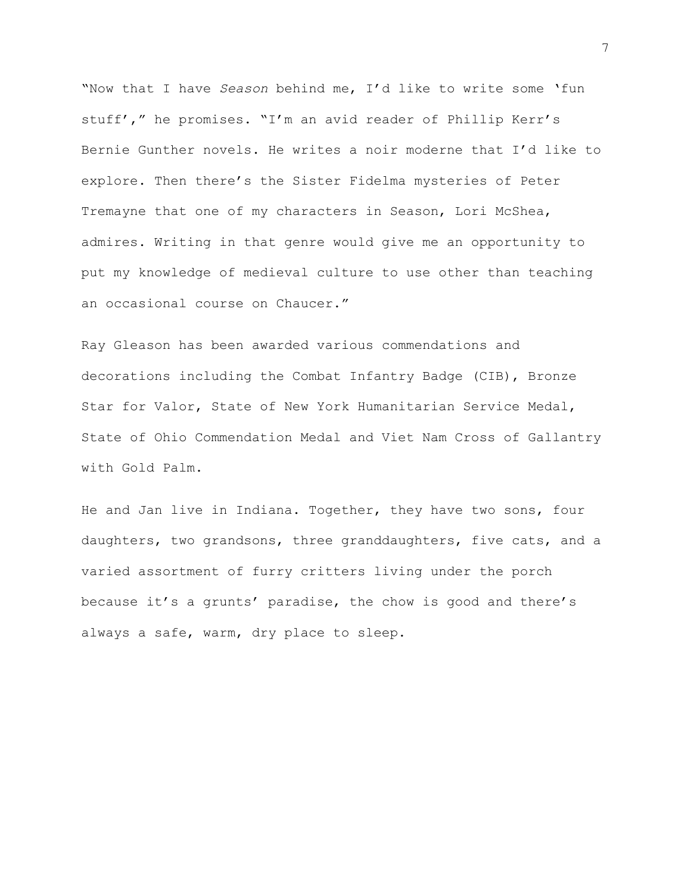"Now that I have *Season* behind me, I'd like to write some 'fun stuff'," he promises. "I'm an avid reader of Phillip Kerr's Bernie Gunther novels. He writes a noir moderne that I'd like to explore. Then there's the Sister Fidelma mysteries of Peter Tremayne that one of my characters in Season, Lori McShea, admires. Writing in that genre would give me an opportunity to put my knowledge of medieval culture to use other than teaching an occasional course on Chaucer."

Ray Gleason has been awarded various commendations and decorations including the Combat Infantry Badge (CIB), Bronze Star for Valor, State of New York Humanitarian Service Medal, State of Ohio Commendation Medal and Viet Nam Cross of Gallantry with Gold Palm.

He and Jan live in Indiana. Together, they have two sons, four daughters, two grandsons, three granddaughters, five cats, and a varied assortment of furry critters living under the porch because it's a grunts' paradise, the chow is good and there's always a safe, warm, dry place to sleep.